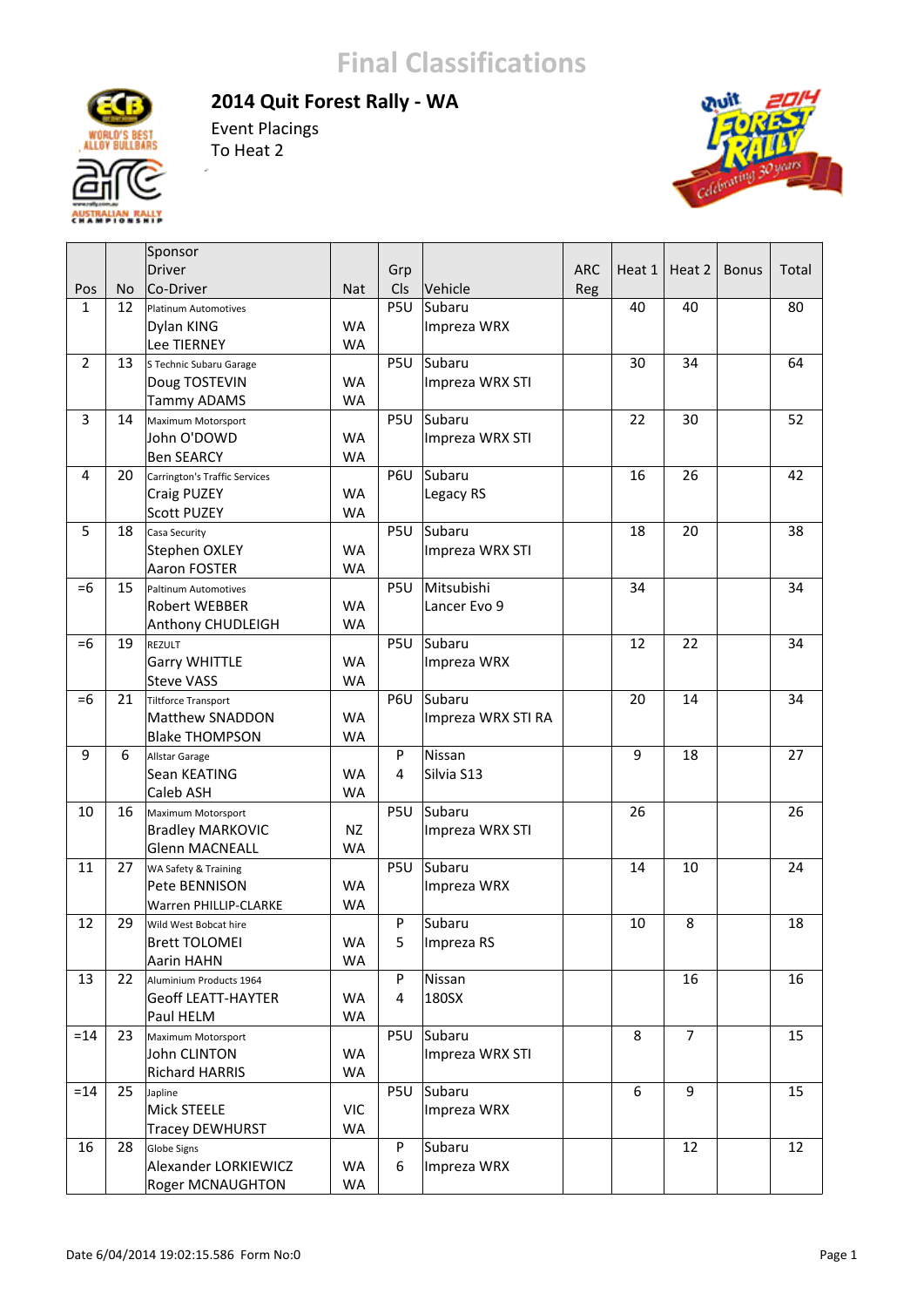# Final Classifications

## 2014 Quit Forest Rally - WA

Event Placings

To Heat 2

| Pos | No | Sponsor / Driver / Co-Driver | Nat | Grp Cls | Vehicle | ARC Reg | Heat 1 | Heat 2 | Bonus | Total |
|---|---|---|---|---|---|---|---|---|---|---|
| 1 | 12 | Platinum Automotives<br>Dylan KING<br>Lee TIERNEY | WA<br>WA | P5U | Subaru<br>Impreza WRX | | 40 | 40 | | 80 |
| 2 | 13 | S Technic Subaru Garage<br>Doug TOSTEVIN<br>Tammy ADAMS | WA<br>WA | P5U | Subaru<br>Impreza WRX STI | | 30 | 34 | | 64 |
| 3 | 14 | Maximum Motorsport<br>John O'DOWD<br>Ben SEARCY | WA<br>WA | P5U | Subaru<br>Impreza WRX STI | | 22 | 30 | | 52 |
| 4 | 20 | Carrington's Traffic Services<br>Craig PUZEY<br>Scott PUZEY | WA<br>WA | P6U | Subaru<br>Legacy RS | | 16 | 26 | | 42 |
| 5 | 18 | Casa Security<br>Stephen OXLEY<br>Aaron FOSTER | WA<br>WA | P5U | Subaru<br>Impreza WRX STI | | 18 | 20 | | 38 |
| =6 | 15 | Paltinum Automotives<br>Robert WEBBER<br>Anthony CHUDLEIGH | WA<br>WA | P5U | Mitsubishi<br>Lancer Evo 9 | | 34 | | | 34 |
| =6 | 19 | REZULT<br>Garry WHITTLE<br>Steve VASS | WA<br>WA | P5U | Subaru<br>Impreza WRX | | 12 | 22 | | 34 |
| =6 | 21 | Tiltforce Transport<br>Matthew SNADDON<br>Blake THOMPSON | WA<br>WA | P6U | Subaru<br>Impreza WRX STI RA | | 20 | 14 | | 34 |
| 9 | 6 | Allstar Garage<br>Sean KEATING<br>Caleb ASH | WA<br>WA | P<br>4 | Nissan<br>Silvia S13 | | 9 | 18 | | 27 |
| 10 | 16 | Maximum Motorsport<br>Bradley MARKOVIC<br>Glenn MACNEALL | NZ<br>WA | P5U | Subaru<br>Impreza WRX STI | | 26 | | | 26 |
| 11 | 27 | WA Safety & Training<br>Pete BENNISON<br>Warren PHILLIP-CLARKE | WA<br>WA | P5U | Subaru<br>Impreza WRX | | 14 | 10 | | 24 |
| 12 | 29 | Wild West Bobcat hire<br>Brett TOLOMEI<br>Aarin HAHN | WA<br>WA | P<br>5 | Subaru<br>Impreza RS | | 10 | 8 | | 18 |
| 13 | 22 | Aluminium Products 1964<br>Geoff LEATT-HAYTER<br>Paul HELM | WA<br>WA | P<br>4 | Nissan<br>180SX | | | 16 | | 16 |
| =14 | 23 | Maximum Motorsport<br>John CLINTON<br>Richard HARRIS | WA<br>WA | P5U | Subaru<br>Impreza WRX STI | | 8 | 7 | | 15 |
| =14 | 25 | Japline<br>Mick STEELE<br>Tracey DEWHURST | VIC<br>WA | P5U | Subaru<br>Impreza WRX | | 6 | 9 | | 15 |
| 16 | 28 | Globe Signs<br>Alexander LORKIEWICZ<br>Roger MCNAUGHTON | WA<br>WA | P<br>6 | Subaru<br>Impreza WRX | | | 12 | | 12 |

Date 6/04/2014 19:02:15.586 Form No:0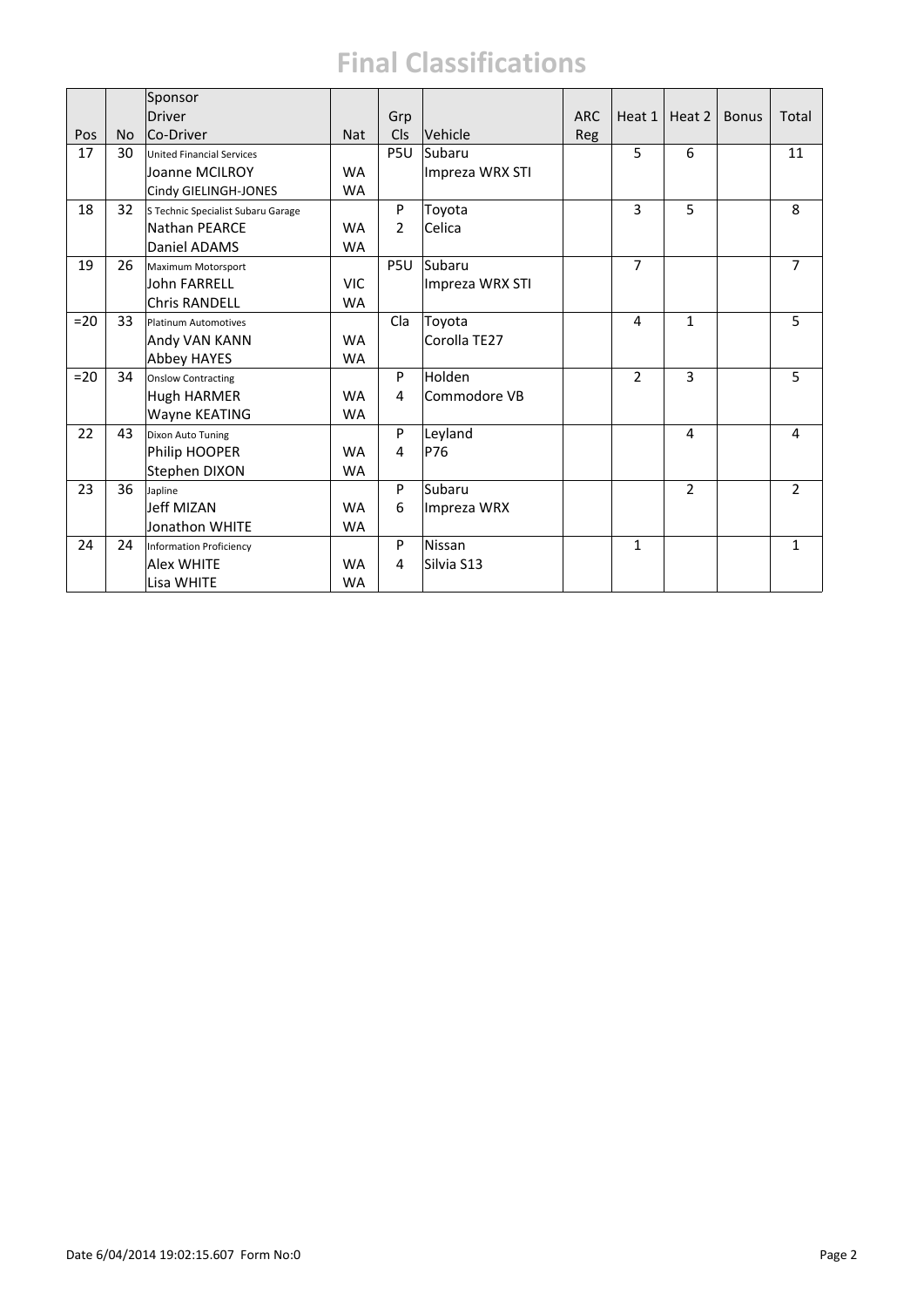# Final Classifications

| Pos | No | Sponsor<br>Driver<br>Co-Driver | Nat | Grp<br>Cls | Vehicle | ARC<br>Reg | Heat 1 | Heat 2 | Bonus | Total |
|---|---|---|---|---|---|---|---|---|---|---|
| 17 | 30 | United Financial Services<br>Joanne MCILROY<br>Cindy GIELINGH-JONES | <br>WA<br>WA | P5U | Subaru<br>Impreza WRX STI | | 5 | 6 | | 11 |
| 18 | 32 | S Technic Specialist Subaru Garage<br>Nathan PEARCE<br>Daniel ADAMS | <br>WA<br>WA | P<br>2 | Toyota<br>Celica | | 3 | 5 | | 8 |
| 19 | 26 | Maximum Motorsport<br>John FARRELL<br>Chris RANDELL | <br>VIC<br>WA | P5U | Subaru<br>Impreza WRX STI | | 7 | | | 7 |
| =20 | 33 | Platinum Automotives<br>Andy VAN KANN<br>Abbey HAYES | <br>WA<br>WA | Cla | Toyota<br>Corolla TE27 | | 4 | 1 | | 5 |
| =20 | 34 | Onslow Contracting<br>Hugh HARMER<br>Wayne KEATING | <br>WA<br>WA | P<br>4 | Holden<br>Commodore VB | | 2 | 3 | | 5 |
| 22 | 43 | Dixon Auto Tuning<br>Philip HOOPER<br>Stephen DIXON | <br>WA<br>WA | P<br>4 | Leyland<br>P76 | | | 4 | | 4 |
| 23 | 36 | Japline<br>Jeff MIZAN<br>Jonathon WHITE | <br>WA<br>WA | P<br>6 | Subaru<br>Impreza WRX | | | 2 | | 2 |
| 24 | 24 | Information Proficiency<br>Alex WHITE<br>Lisa WHITE | <br>WA<br>WA | P<br>4 | Nissan<br>Silvia S13 | | 1 | | | 1 |

Date 6/04/2014 19:02:15.607 Form No:0